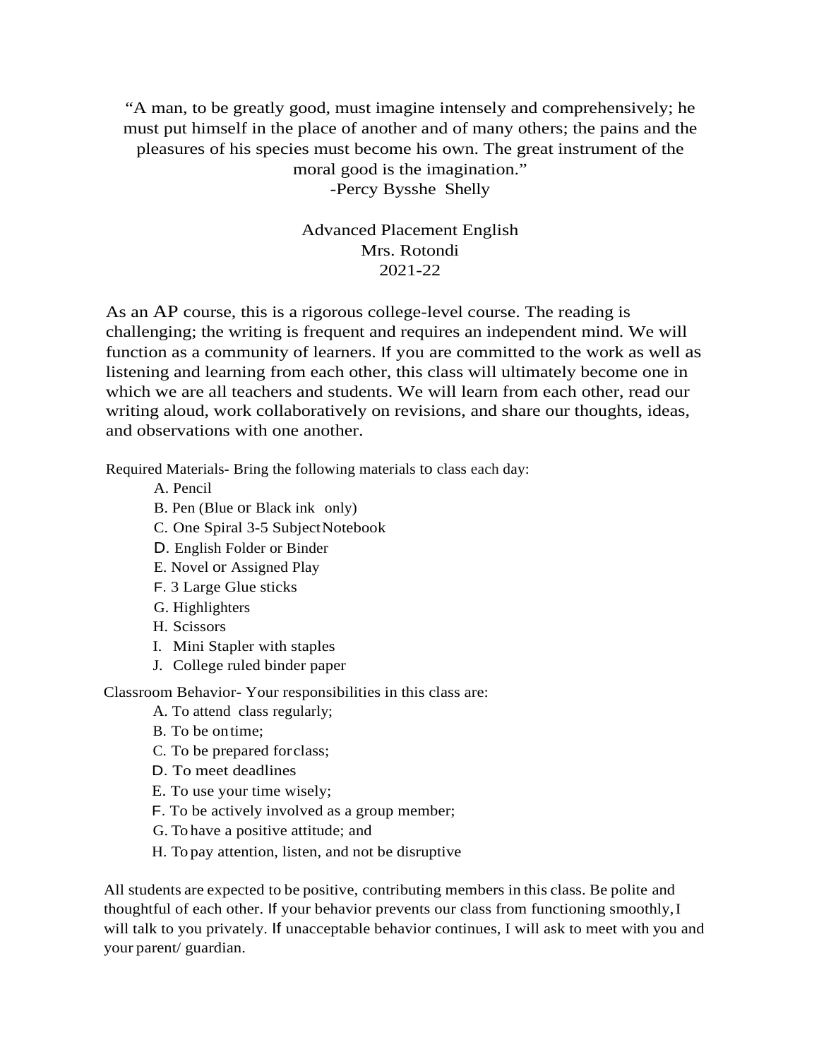"A man, to be greatly good, must imagine intensely and comprehensively; he must put himself in the place of another and of many others; the pains and the pleasures of his species must become his own. The great instrument of the moral good is the imagination."
-Percy Bysshe Shelly

# Advanced Placement English
Mrs. Rotondi
2021-22

As an AP course, this is a rigorous college-level course. The reading is challenging; the writing is frequent and requires an independent mind. We will function as a community of learners. If you are committed to the work as well as listening and learning from each other, this class will ultimately become one in which we are all teachers and students. We will learn from each other, read our writing aloud, work collaboratively on revisions, and share our thoughts, ideas, and observations with one another.

Required Materials- Bring the following materials to class each day:

A. Pencil
B. Pen (Blue or Black ink only)
C. One Spiral 3-5 Subject Notebook
D. English Folder or Binder
E. Novel or Assigned Play
F. 3 Large Glue sticks
G. Highlighters
H. Scissors
I. Mini Stapler with staples
J. College ruled binder paper

Classroom Behavior- Your responsibilities in this class are:

A. To attend class regularly;
B. To be on time;
C. To be prepared for class;
D. To meet deadlines
E. To use your time wisely;
F. To be actively involved as a group member;
G. To have a positive attitude; and
H. To pay attention, listen, and not be disruptive

All students are expected to be positive, contributing members in this class. Be polite and thoughtful of each other. If your behavior prevents our class from functioning smoothly, I will talk to you privately. If unacceptable behavior continues, I will ask to meet with you and your parent/ guardian.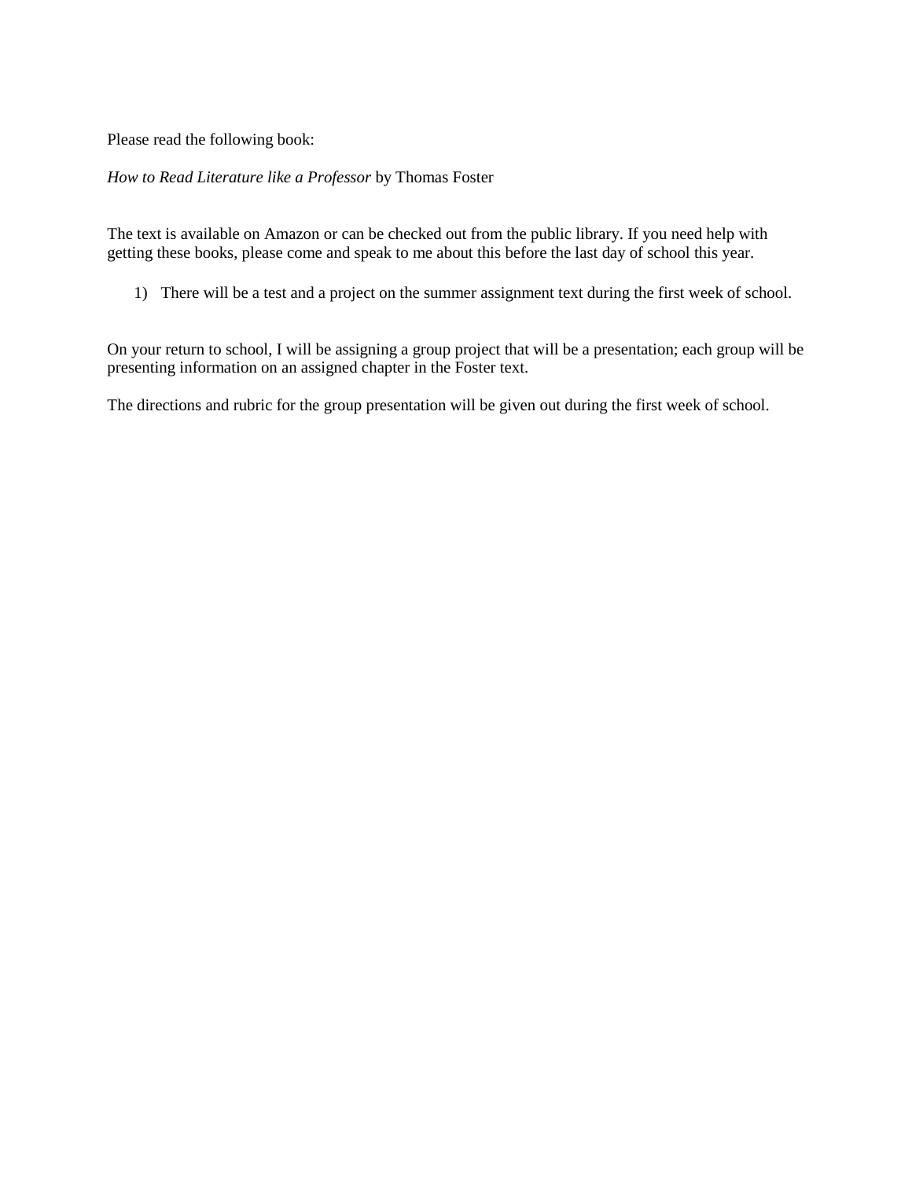Please read the following book:

*How to Read Literature like a Professor* by Thomas Foster

The text is available on Amazon or can be checked out from the public library. If you need help with getting these books, please come and speak to me about this before the last day of school this year.

1) There will be a test and a project on the summer assignment text during the first week of school.

On your return to school, I will be assigning a group project that will be a presentation; each group will be presenting information on an assigned chapter in the Foster text.

The directions and rubric for the group presentation will be given out during the first week of school.